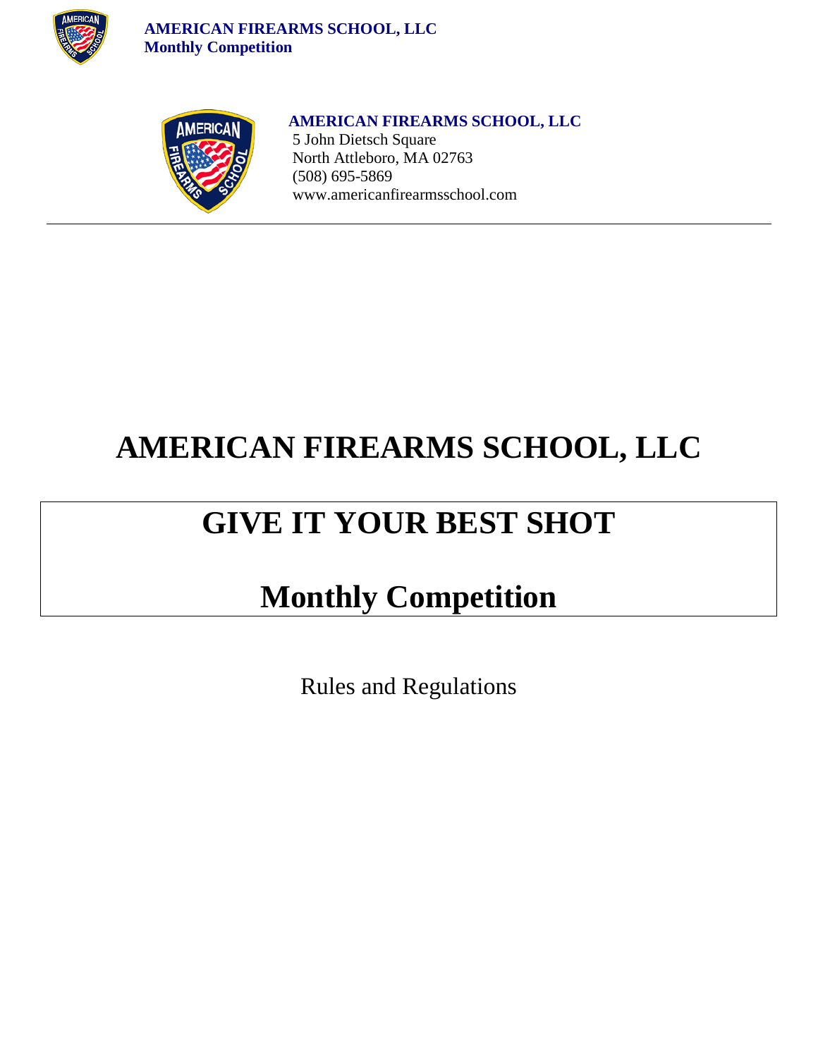**AMERICAN FIREARMS SCHOOL, LLC**
5 John Dietsch Square
North Attleboro, MA 02763
(508) 695-5869
www.americanfirearmsschool.com

---

# AMERICAN FIREARMS SCHOOL, LLC

# GIVE IT YOUR BEST SHOT

# Monthly Competition

Rules and Regulations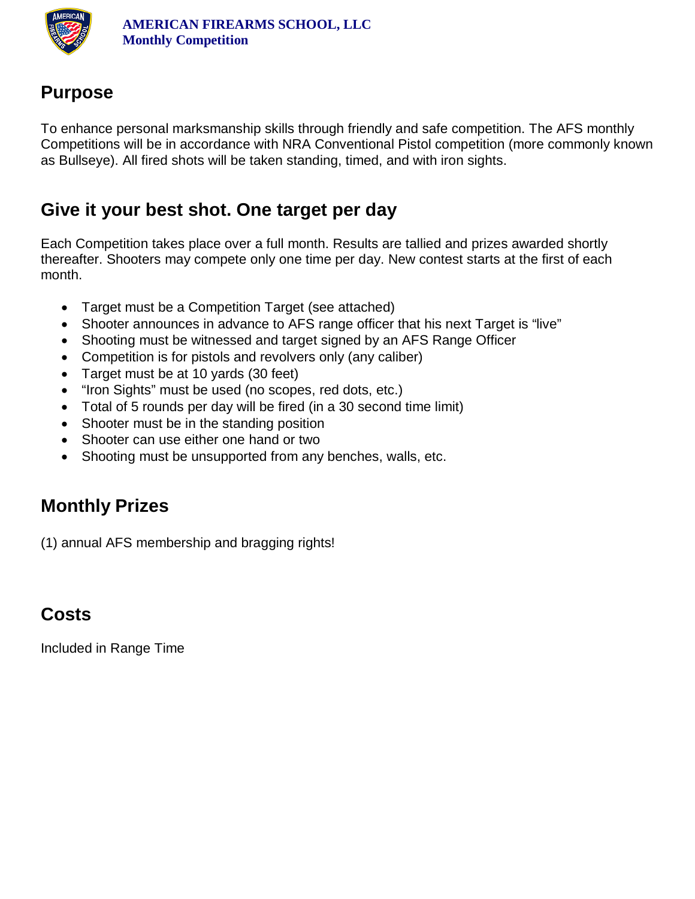**AMERICAN FIREARMS SCHOOL, LLC**
**Monthly Competition**

## Purpose

To enhance personal marksmanship skills through friendly and safe competition. The AFS monthly Competitions will be in accordance with NRA Conventional Pistol competition (more commonly known as Bullseye). All fired shots will be taken standing, timed, and with iron sights.

## Give it your best shot. One target per day

Each Competition takes place over a full month. Results are tallied and prizes awarded shortly thereafter. Shooters may compete only one time per day. New contest starts at the first of each month.

- Target must be a Competition Target (see attached)
- Shooter announces in advance to AFS range officer that his next Target is "live"
- Shooting must be witnessed and target signed by an AFS Range Officer
- Competition is for pistols and revolvers only (any caliber)
- Target must be at 10 yards (30 feet)
- "Iron Sights" must be used (no scopes, red dots, etc.)
- Total of 5 rounds per day will be fired (in a 30 second time limit)
- Shooter must be in the standing position
- Shooter can use either one hand or two
- Shooting must be unsupported from any benches, walls, etc.

## Monthly Prizes

(1) annual AFS membership and bragging rights!

## Costs

Included in Range Time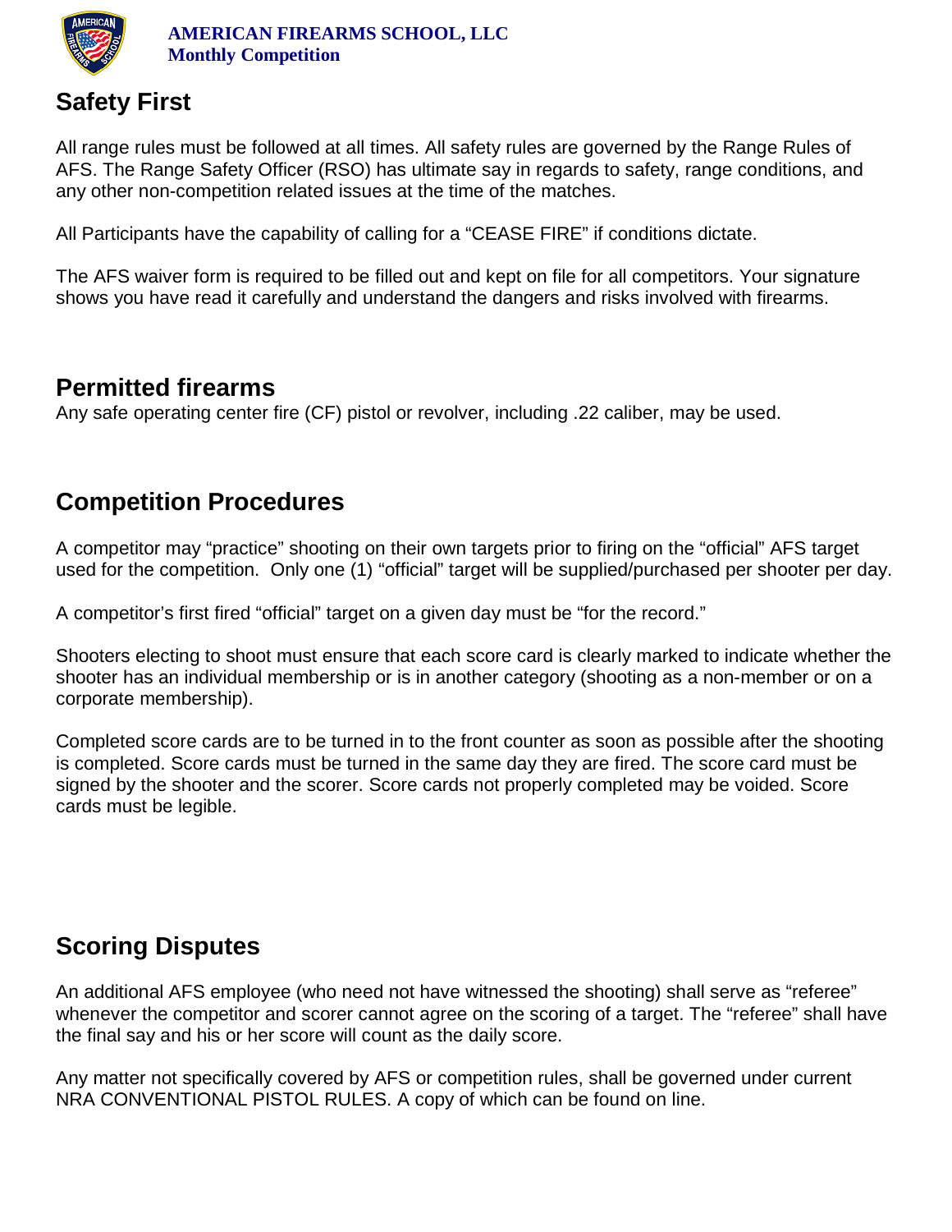## Safety First

All range rules must be followed at all times. All safety rules are governed by the Range Rules of AFS. The Range Safety Officer (RSO) has ultimate say in regards to safety, range conditions, and any other non-competition related issues at the time of the matches.

All Participants have the capability of calling for a “CEASE FIRE” if conditions dictate.

The AFS waiver form is required to be filled out and kept on file for all competitors. Your signature shows you have read it carefully and understand the dangers and risks involved with firearms.

## Permitted firearms

Any safe operating center fire (CF) pistol or revolver, including .22 caliber, may be used.

## Competition Procedures

A competitor may “practice” shooting on their own targets prior to firing on the “official” AFS target used for the competition. Only one (1) “official” target will be supplied/purchased per shooter per day.

A competitor’s first fired “official” target on a given day must be “for the record.”

Shooters electing to shoot must ensure that each score card is clearly marked to indicate whether the shooter has an individual membership or is in another category (shooting as a non-member or on a corporate membership).

Completed score cards are to be turned in to the front counter as soon as possible after the shooting is completed. Score cards must be turned in the same day they are fired. The score card must be signed by the shooter and the scorer. Score cards not properly completed may be voided. Score cards must be legible.

## Scoring Disputes

An additional AFS employee (who need not have witnessed the shooting) shall serve as “referee” whenever the competitor and scorer cannot agree on the scoring of a target. The “referee” shall have the final say and his or her score will count as the daily score.

Any matter not specifically covered by AFS or competition rules, shall be governed under current NRA CONVENTIONAL PISTOL RULES. A copy of which can be found on line.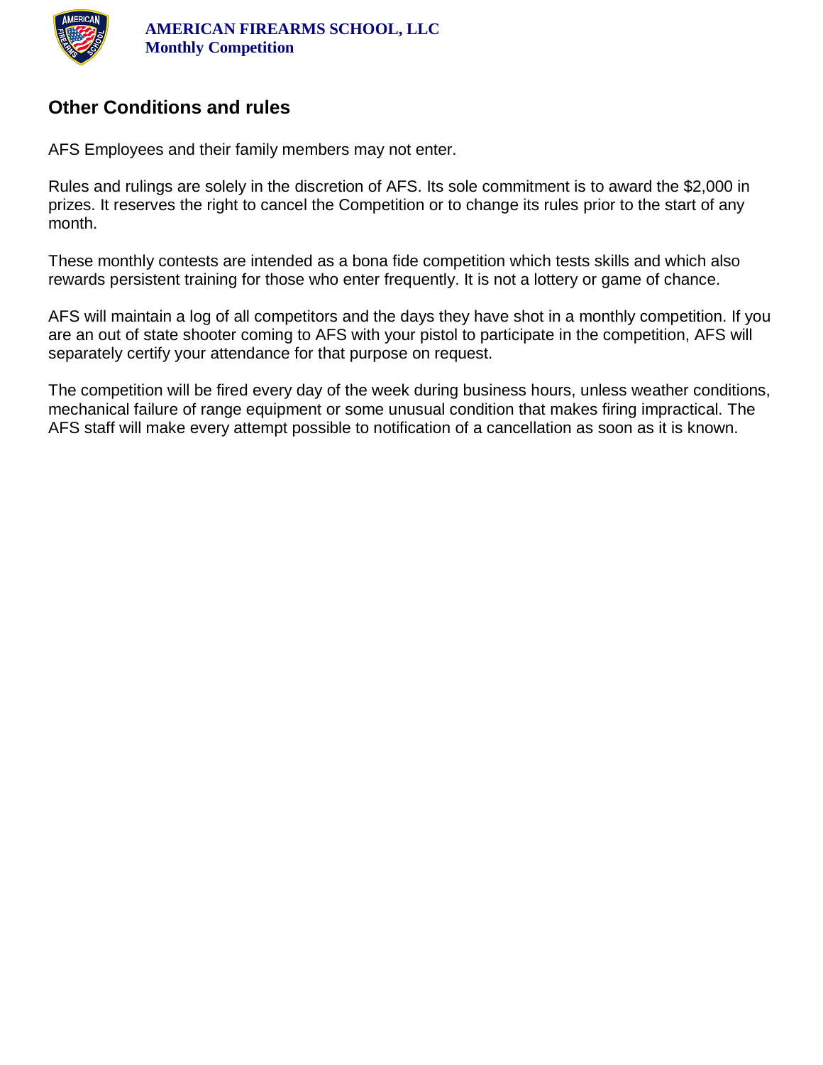## Other Conditions and rules

AFS Employees and their family members may not enter.

Rules and rulings are solely in the discretion of AFS. Its sole commitment is to award the $2,000 in prizes. It reserves the right to cancel the Competition or to change its rules prior to the start of any month.

These monthly contests are intended as a bona fide competition which tests skills and which also rewards persistent training for those who enter frequently. It is not a lottery or game of chance.

AFS will maintain a log of all competitors and the days they have shot in a monthly competition. If you are an out of state shooter coming to AFS with your pistol to participate in the competition, AFS will separately certify your attendance for that purpose on request.

The competition will be fired every day of the week during business hours, unless weather conditions, mechanical failure of range equipment or some unusual condition that makes firing impractical. The AFS staff will make every attempt possible to notification of a cancellation as soon as it is known.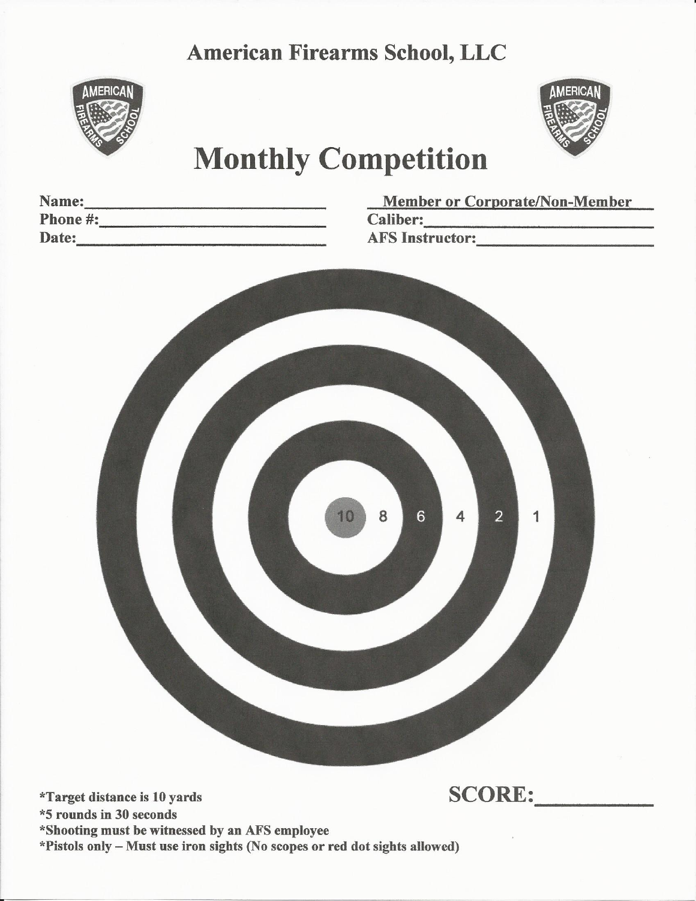# American Firearms School, LLC

## Monthly Competition

Name:\_\_\_\_\_\_\_\_\_\_\_\_\_\_\_\_\_\_\_\_\_\_\_\_\_\_\_\_

Phone #:\_\_\_\_\_\_\_\_\_\_\_\_\_\_\_\_\_\_\_\_\_\_\_\_\_\_

Date:\_\_\_\_\_\_\_\_\_\_\_\_\_\_\_\_\_\_\_\_\_\_\_\_\_\_\_\_\_

**Member or Corporate/Non-Member**

Caliber:\_\_\_\_\_\_\_\_\_\_\_\_\_\_\_\_\_\_\_\_\_\_\_\_\_\_

AFS Instructor:\_\_\_\_\_\_\_\_\_\_\_\_\_\_\_\_\_\_\_\_

10 8 6 4 2 1

**SCORE:**\_\_\_\_\_\_\_\_\_\_

*Target distance is 10 yards

*5 rounds in 30 seconds

*Shooting must be witnessed by an AFS employee

*Pistols only – Must use iron sights (No scopes or red dot sights allowed)